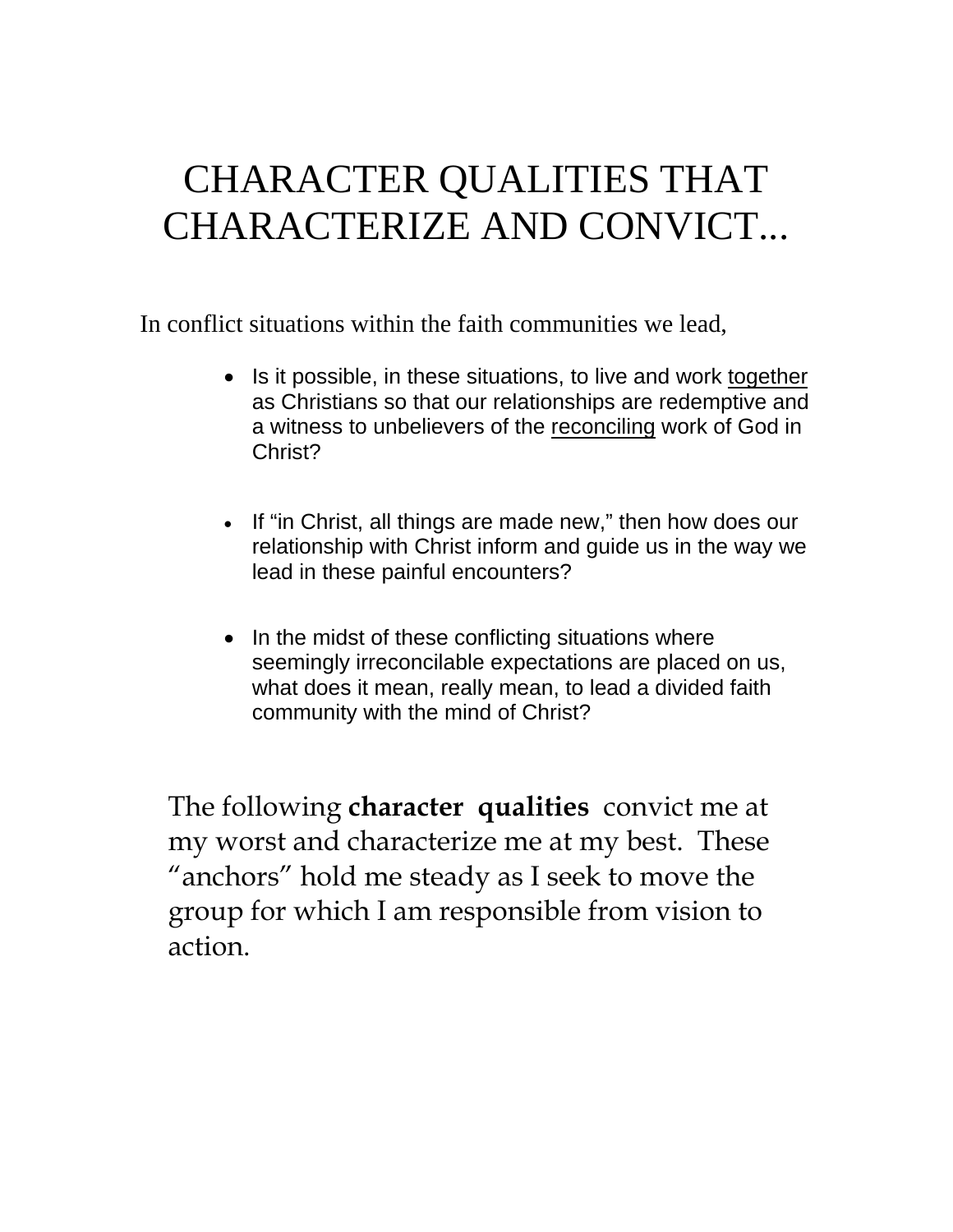# CHARACTER QUALITIES THAT CHARACTERIZE AND CONVICT...

In conflict situations within the faith communities we lead,

- Is it possible, in these situations, to live and work <u>together</u> as Christians so that our relationships are redemptive and a witness to unbelievers of the <u>reconciling</u> work of God in Christ?

- If "in Christ, all things are made new," then how does our relationship with Christ inform and guide us in the way we lead in these painful encounters?

- In the midst of these conflicting situations where seemingly irreconcilable expectations are placed on us, what does it mean, really mean, to lead a divided faith community with the mind of Christ?

The following **character qualities** convict me at my worst and characterize me at my best. These "anchors" hold me steady as I seek to move the group for which I am responsible from vision to action.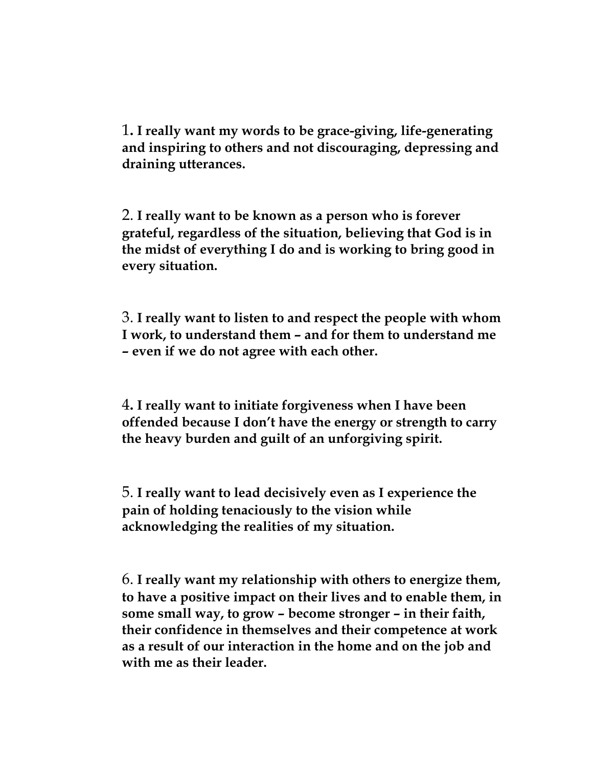1. **I really want my words to be grace-giving, life-generating and inspiring to others and not discouraging, depressing and draining utterances.**

2. **I really want to be known as a person who is forever grateful, regardless of the situation, believing that God is in the midst of everything I do and is working to bring good in every situation.**

3. **I really want to listen to and respect the people with whom I work, to understand them – and for them to understand me – even if we do not agree with each other.**

4. **I really want to initiate forgiveness when I have been offended because I don't have the energy or strength to carry the heavy burden and guilt of an unforgiving spirit.**

5. **I really want to lead decisively even as I experience the pain of holding tenaciously to the vision while acknowledging the realities of my situation.**

6. **I really want my relationship with others to energize them, to have a positive impact on their lives and to enable them, in some small way, to grow – become stronger – in their faith, their confidence in themselves and their competence at work as a result of our interaction in the home and on the job and with me as their leader.**